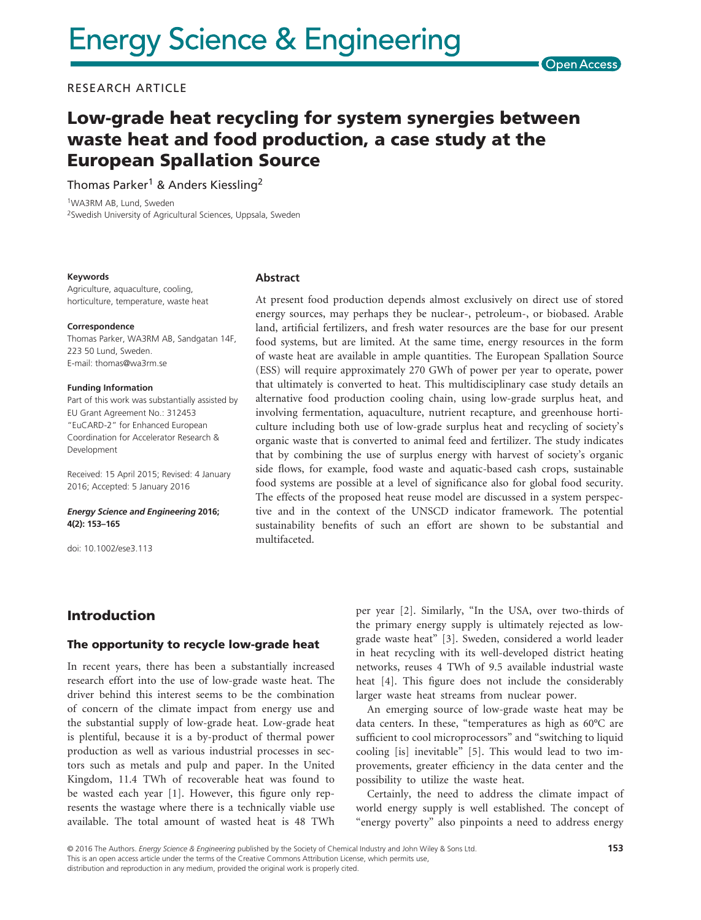Energy Science & Engineering

Open Access

RESEARCH ARTICLE

# Low-grade heat recycling for system synergies between waste heat and food production, a case study at the European Spallation Source

Thomas Parker[1] & Anders Kiessling[2]

[1]WA3RM AB, Lund, Sweden
[2]Swedish University of Agricultural Sciences, Uppsala, Sweden

**Keywords**

Agriculture, aquaculture, cooling, horticulture, temperature, waste heat

**Correspondence**

Thomas Parker, WA3RM AB, Sandgatan 14F, 223 50 Lund, Sweden.
E-mail: thomas@wa3rm.se

**Funding Information**

Part of this work was substantially assisted by EU Grant Agreement No.: 312453 "EuCARD-2" for Enhanced European Coordination for Accelerator Research & Development

Received: 15 April 2015; Revised: 4 January 2016; Accepted: 5 January 2016

***Energy Science and Engineering* 2016; 4(2): 153–165**

doi: 10.1002/ese3.113

## Abstract

At present food production depends almost exclusively on direct use of stored energy sources, may perhaps they be nuclear-, petroleum-, or biobased. Arable land, artificial fertilizers, and fresh water resources are the base for our present food systems, but are limited. At the same time, energy resources in the form of waste heat are available in ample quantities. The European Spallation Source (ESS) will require approximately 270 GWh of power per year to operate, power that ultimately is converted to heat. This multidisciplinary case study details an alternative food production cooling chain, using low-grade surplus heat, and involving fermentation, aquaculture, nutrient recapture, and greenhouse horticulture including both use of low-grade surplus heat and recycling of society's organic waste that is converted to animal feed and fertilizer. The study indicates that by combining the use of surplus energy with harvest of society's organic side flows, for example, food waste and aquatic-based cash crops, sustainable food systems are possible at a level of significance also for global food security. The effects of the proposed heat reuse model are discussed in a system perspective and in the context of the UNSCD indicator framework. The potential sustainability benefits of such an effort are shown to be substantial and multifaceted.

## Introduction

### The opportunity to recycle low-grade heat

In recent years, there has been a substantially increased research effort into the use of low-grade waste heat. The driver behind this interest seems to be the combination of concern of the climate impact from energy use and the substantial supply of low-grade heat. Low-grade heat is plentiful, because it is a by-product of thermal power production as well as various industrial processes in sectors such as metals and pulp and paper. In the United Kingdom, 11.4 TWh of recoverable heat was found to be wasted each year [1]. However, this figure only represents the wastage where there is a technically viable use available. The total amount of wasted heat is 48 TWh per year [2]. Similarly, "In the USA, over two-thirds of the primary energy supply is ultimately rejected as low-grade waste heat" [3]. Sweden, considered a world leader in heat recycling with its well-developed district heating networks, reuses 4 TWh of 9.5 available industrial waste heat [4]. This figure does not include the considerably larger waste heat streams from nuclear power.

An emerging source of low-grade waste heat may be data centers. In these, "temperatures as high as 60°C are sufficient to cool microprocessors" and "switching to liquid cooling [is] inevitable" [5]. This would lead to two improvements, greater efficiency in the data center and the possibility to utilize the waste heat.

Certainly, the need to address the climate impact of world energy supply is well established. The concept of "energy poverty" also pinpoints a need to address energy

© 2016 The Authors. *Energy Science & Engineering* published by the Society of Chemical Industry and John Wiley & Sons Ltd.
This is an open access article under the terms of the Creative Commons Attribution License, which permits use, distribution and reproduction in any medium, provided the original work is properly cited.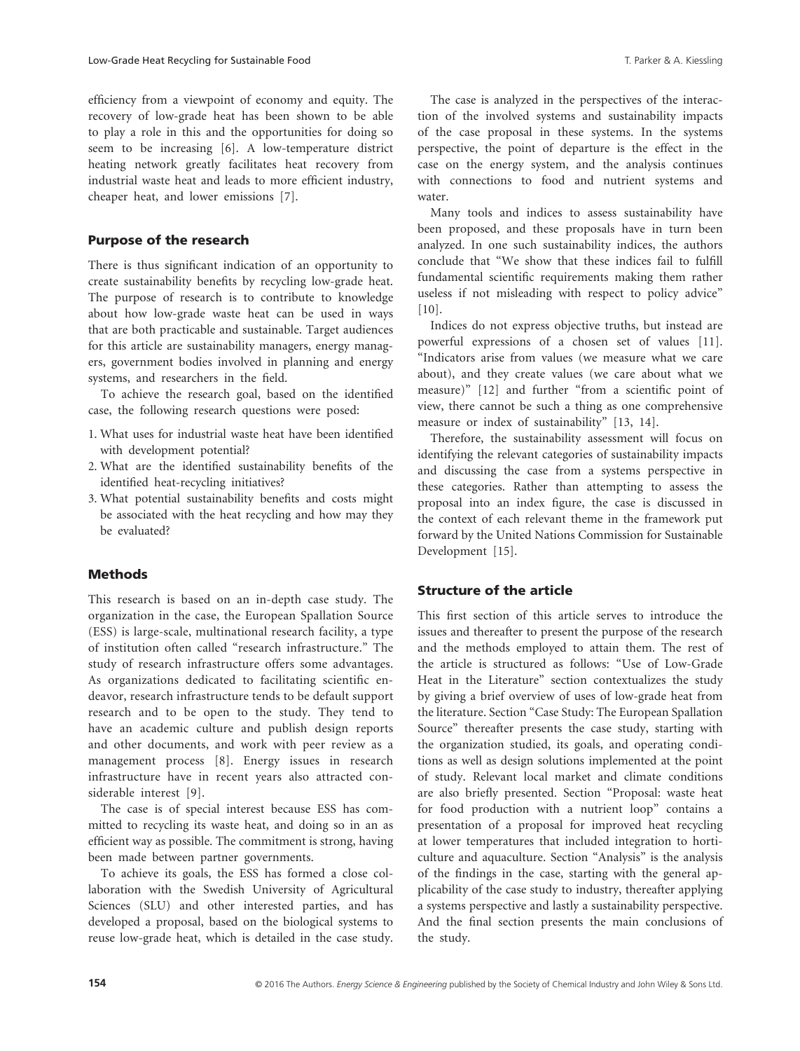efficiency from a viewpoint of economy and equity. The recovery of low-grade heat has been shown to be able to play a role in this and the opportunities for doing so seem to be increasing [6]. A low-temperature district heating network greatly facilitates heat recovery from industrial waste heat and leads to more efficient industry, cheaper heat, and lower emissions [7].

## Purpose of the research

There is thus significant indication of an opportunity to create sustainability benefits by recycling low-grade heat. The purpose of research is to contribute to knowledge about how low-grade waste heat can be used in ways that are both practicable and sustainable. Target audiences for this article are sustainability managers, energy managers, government bodies involved in planning and energy systems, and researchers in the field.

To achieve the research goal, based on the identified case, the following research questions were posed:

1. What uses for industrial waste heat have been identified with development potential?
2. What are the identified sustainability benefits of the identified heat-recycling initiatives?
3. What potential sustainability benefits and costs might be associated with the heat recycling and how may they be evaluated?

## Methods

This research is based on an in-depth case study. The organization in the case, the European Spallation Source (ESS) is large-scale, multinational research facility, a type of institution often called "research infrastructure." The study of research infrastructure offers some advantages. As organizations dedicated to facilitating scientific endeavor, research infrastructure tends to be default support research and to be open to the study. They tend to have an academic culture and publish design reports and other documents, and work with peer review as a management process [8]. Energy issues in research infrastructure have in recent years also attracted considerable interest [9].

The case is of special interest because ESS has committed to recycling its waste heat, and doing so in an as efficient way as possible. The commitment is strong, having been made between partner governments.

To achieve its goals, the ESS has formed a close collaboration with the Swedish University of Agricultural Sciences (SLU) and other interested parties, and has developed a proposal, based on the biological systems to reuse low-grade heat, which is detailed in the case study.

The case is analyzed in the perspectives of the interaction of the involved systems and sustainability impacts of the case proposal in these systems. In the systems perspective, the point of departure is the effect in the case on the energy system, and the analysis continues with connections to food and nutrient systems and water.

Many tools and indices to assess sustainability have been proposed, and these proposals have in turn been analyzed. In one such sustainability indices, the authors conclude that "We show that these indices fail to fulfill fundamental scientific requirements making them rather useless if not misleading with respect to policy advice" [10].

Indices do not express objective truths, but instead are powerful expressions of a chosen set of values [11]. "Indicators arise from values (we measure what we care about), and they create values (we care about what we measure)" [12] and further "from a scientific point of view, there cannot be such a thing as one comprehensive measure or index of sustainability" [13, 14].

Therefore, the sustainability assessment will focus on identifying the relevant categories of sustainability impacts and discussing the case from a systems perspective in these categories. Rather than attempting to assess the proposal into an index figure, the case is discussed in the context of each relevant theme in the framework put forward by the United Nations Commission for Sustainable Development [15].

## Structure of the article

This first section of this article serves to introduce the issues and thereafter to present the purpose of the research and the methods employed to attain them. The rest of the article is structured as follows: "Use of Low-Grade Heat in the Literature" section contextualizes the study by giving a brief overview of uses of low-grade heat from the literature. Section "Case Study: The European Spallation Source" thereafter presents the case study, starting with the organization studied, its goals, and operating conditions as well as design solutions implemented at the point of study. Relevant local market and climate conditions are also briefly presented. Section "Proposal: waste heat for food production with a nutrient loop" contains a presentation of a proposal for improved heat recycling at lower temperatures that included integration to horticulture and aquaculture. Section "Analysis" is the analysis of the findings in the case, starting with the general applicability of the case study to industry, thereafter applying a systems perspective and lastly a sustainability perspective. And the final section presents the main conclusions of the study.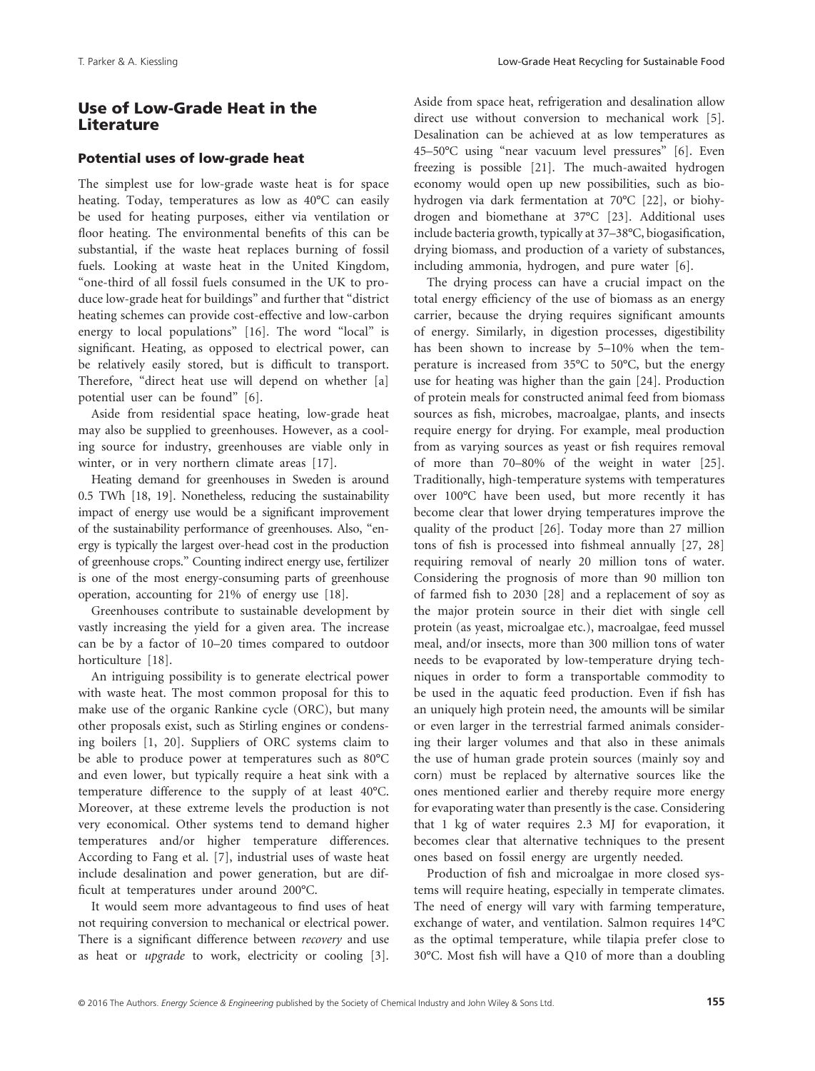## Use of Low-Grade Heat in the Literature

### Potential uses of low-grade heat

The simplest use for low-grade waste heat is for space heating. Today, temperatures as low as 40°C can easily be used for heating purposes, either via ventilation or floor heating. The environmental benefits of this can be substantial, if the waste heat replaces burning of fossil fuels. Looking at waste heat in the United Kingdom, "one-third of all fossil fuels consumed in the UK to produce low-grade heat for buildings" and further that "district heating schemes can provide cost-effective and low-carbon energy to local populations" [16]. The word "local" is significant. Heating, as opposed to electrical power, can be relatively easily stored, but is difficult to transport. Therefore, "direct heat use will depend on whether [a] potential user can be found" [6].

Aside from residential space heating, low-grade heat may also be supplied to greenhouses. However, as a cooling source for industry, greenhouses are viable only in winter, or in very northern climate areas [17].

Heating demand for greenhouses in Sweden is around 0.5 TWh [18, 19]. Nonetheless, reducing the sustainability impact of energy use would be a significant improvement of the sustainability performance of greenhouses. Also, "energy is typically the largest over-head cost in the production of greenhouse crops." Counting indirect energy use, fertilizer is one of the most energy-consuming parts of greenhouse operation, accounting for 21% of energy use [18].

Greenhouses contribute to sustainable development by vastly increasing the yield for a given area. The increase can be by a factor of 10–20 times compared to outdoor horticulture [18].

An intriguing possibility is to generate electrical power with waste heat. The most common proposal for this to make use of the organic Rankine cycle (ORC), but many other proposals exist, such as Stirling engines or condensing boilers [1, 20]. Suppliers of ORC systems claim to be able to produce power at temperatures such as 80°C and even lower, but typically require a heat sink with a temperature difference to the supply of at least 40°C. Moreover, at these extreme levels the production is not very economical. Other systems tend to demand higher temperatures and/or higher temperature differences. According to Fang et al. [7], industrial uses of waste heat include desalination and power generation, but are difficult at temperatures under around 200°C.

It would seem more advantageous to find uses of heat not requiring conversion to mechanical or electrical power. There is a significant difference between *recovery* and use as heat or *upgrade* to work, electricity or cooling [3]. Aside from space heat, refrigeration and desalination allow direct use without conversion to mechanical work [5]. Desalination can be achieved at as low temperatures as 45–50°C using "near vacuum level pressures" [6]. Even freezing is possible [21]. The much-awaited hydrogen economy would open up new possibilities, such as biohydrogen via dark fermentation at 70°C [22], or biohydrogen and biomethane at 37°C [23]. Additional uses include bacteria growth, typically at 37–38°C, biogasification, drying biomass, and production of a variety of substances, including ammonia, hydrogen, and pure water [6].

The drying process can have a crucial impact on the total energy efficiency of the use of biomass as an energy carrier, because the drying requires significant amounts of energy. Similarly, in digestion processes, digestibility has been shown to increase by 5–10% when the temperature is increased from 35°C to 50°C, but the energy use for heating was higher than the gain [24]. Production of protein meals for constructed animal feed from biomass sources as fish, microbes, macroalgae, plants, and insects require energy for drying. For example, meal production from as varying sources as yeast or fish requires removal of more than 70–80% of the weight in water [25]. Traditionally, high-temperature systems with temperatures over 100°C have been used, but more recently it has become clear that lower drying temperatures improve the quality of the product [26]. Today more than 27 million tons of fish is processed into fishmeal annually [27, 28] requiring removal of nearly 20 million tons of water. Considering the prognosis of more than 90 million ton of farmed fish to 2030 [28] and a replacement of soy as the major protein source in their diet with single cell protein (as yeast, microalgae etc.), macroalgae, feed mussel meal, and/or insects, more than 300 million tons of water needs to be evaporated by low-temperature drying techniques in order to form a transportable commodity to be used in the aquatic feed production. Even if fish has an uniquely high protein need, the amounts will be similar or even larger in the terrestrial farmed animals considering their larger volumes and that also in these animals the use of human grade protein sources (mainly soy and corn) must be replaced by alternative sources like the ones mentioned earlier and thereby require more energy for evaporating water than presently is the case. Considering that 1 kg of water requires 2.3 MJ for evaporation, it becomes clear that alternative techniques to the present ones based on fossil energy are urgently needed.

Production of fish and microalgae in more closed systems will require heating, especially in temperate climates. The need of energy will vary with farming temperature, exchange of water, and ventilation. Salmon requires 14°C as the optimal temperature, while tilapia prefer close to 30°C. Most fish will have a Q10 of more than a doubling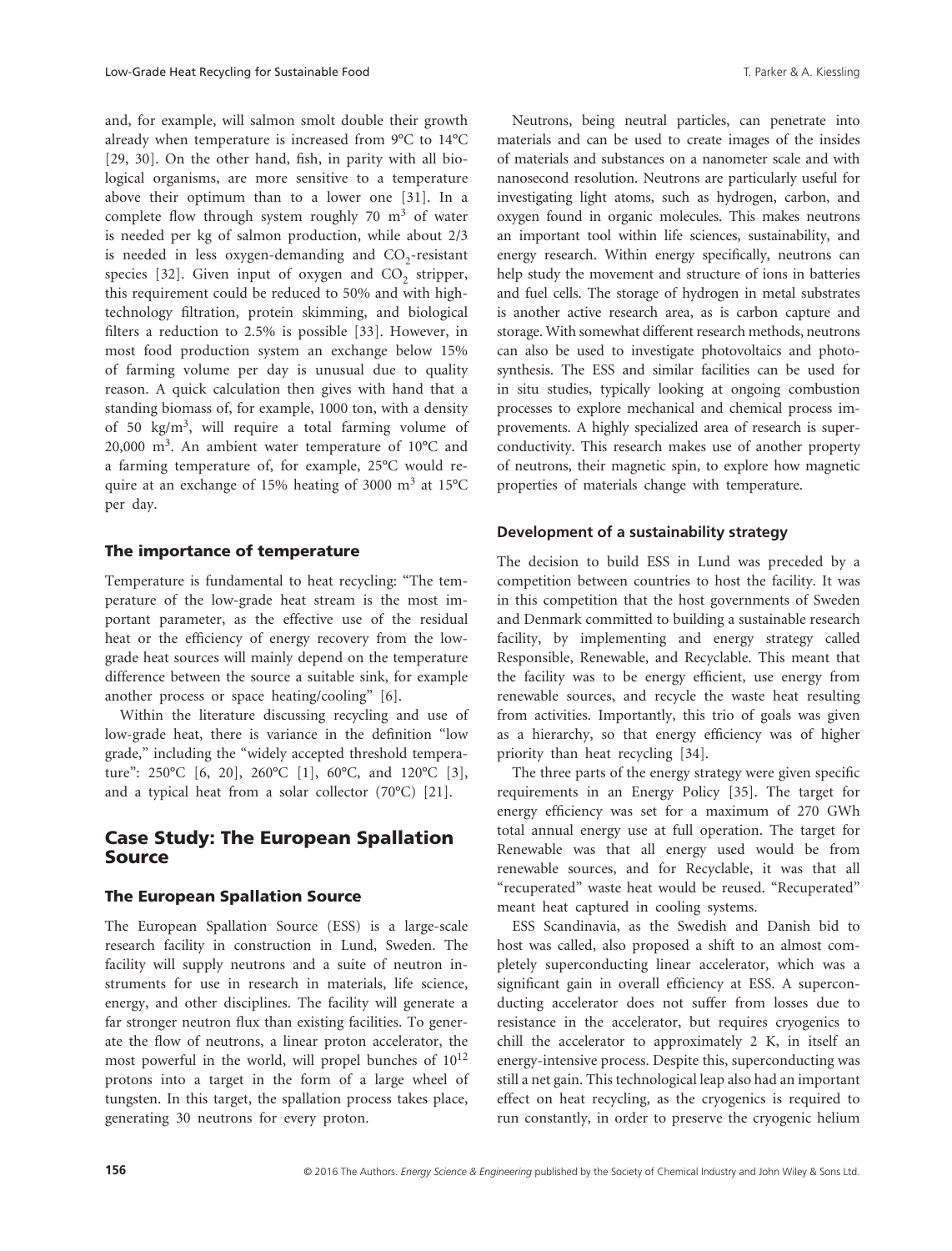and, for example, will salmon smolt double their growth already when temperature is increased from 9°C to 14°C [29, 30]. On the other hand, fish, in parity with all biological organisms, are more sensitive to a temperature above their optimum than to a lower one [31]. In a complete flow through system roughly 70 $m^3$ of water is needed per kg of salmon production, while about 2/3 is needed in less oxygen-demanding and $CO_2$-resistant species [32]. Given input of oxygen and $CO_2$ stripper, this requirement could be reduced to 50% and with high-technology filtration, protein skimming, and biological filters a reduction to 2.5% is possible [33]. However, in most food production system an exchange below 15% of farming volume per day is unusual due to quality reason. A quick calculation then gives with hand that a standing biomass of, for example, 1000 ton, with a density of 50 kg/$m^3$, will require a total farming volume of 20,000 $m^3$. An ambient water temperature of 10°C and a farming temperature of, for example, 25°C would require at an exchange of 15% heating of 3000 $m^3$ at 15°C per day.

### The importance of temperature

Temperature is fundamental to heat recycling: "The temperature of the low-grade heat stream is the most important parameter, as the effective use of the residual heat or the efficiency of energy recovery from the low-grade heat sources will mainly depend on the temperature difference between the source a suitable sink, for example another process or space heating/cooling" [6].

Within the literature discussing recycling and use of low-grade heat, there is variance in the definition "low grade," including the "widely accepted threshold temperature": 250°C [6, 20], 260°C [1], 60°C, and 120°C [3], and a typical heat from a solar collector (70°C) [21].

## Case Study: The European Spallation Source

### The European Spallation Source

The European Spallation Source (ESS) is a large-scale research facility in construction in Lund, Sweden. The facility will supply neutrons and a suite of neutron instruments for use in research in materials, life science, energy, and other disciplines. The facility will generate a far stronger neutron flux than existing facilities. To generate the flow of neutrons, a linear proton accelerator, the most powerful in the world, will propel bunches of $10^{12}$ protons into a target in the form of a large wheel of tungsten. In this target, the spallation process takes place, generating 30 neutrons for every proton.

Neutrons, being neutral particles, can penetrate into materials and can be used to create images of the insides of materials and substances on a nanometer scale and with nanosecond resolution. Neutrons are particularly useful for investigating light atoms, such as hydrogen, carbon, and oxygen found in organic molecules. This makes neutrons an important tool within life sciences, sustainability, and energy research. Within energy specifically, neutrons can help study the movement and structure of ions in batteries and fuel cells. The storage of hydrogen in metal substrates is another active research area, as is carbon capture and storage. With somewhat different research methods, neutrons can also be used to investigate photovoltaics and photosynthesis. The ESS and similar facilities can be used for in situ studies, typically looking at ongoing combustion processes to explore mechanical and chemical process improvements. A highly specialized area of research is superconductivity. This research makes use of another property of neutrons, their magnetic spin, to explore how magnetic properties of materials change with temperature.

### Development of a sustainability strategy

The decision to build ESS in Lund was preceded by a competition between countries to host the facility. It was in this competition that the host governments of Sweden and Denmark committed to building a sustainable research facility, by implementing and energy strategy called Responsible, Renewable, and Recyclable. This meant that the facility was to be energy efficient, use energy from renewable sources, and recycle the waste heat resulting from activities. Importantly, this trio of goals was given as a hierarchy, so that energy efficiency was of higher priority than heat recycling [34].

The three parts of the energy strategy were given specific requirements in an Energy Policy [35]. The target for energy efficiency was set for a maximum of 270 GWh total annual energy use at full operation. The target for Renewable was that all energy used would be from renewable sources, and for Recyclable, it was that all "recuperated" waste heat would be reused. "Recuperated" meant heat captured in cooling systems.

ESS Scandinavia, as the Swedish and Danish bid to host was called, also proposed a shift to an almost completely superconducting linear accelerator, which was a significant gain in overall efficiency at ESS. A superconducting accelerator does not suffer from losses due to resistance in the accelerator, but requires cryogenics to chill the accelerator to approximately 2 K, in itself an energy-intensive process. Despite this, superconducting was still a net gain. This technological leap also had an important effect on heat recycling, as the cryogenics is required to run constantly, in order to preserve the cryogenic helium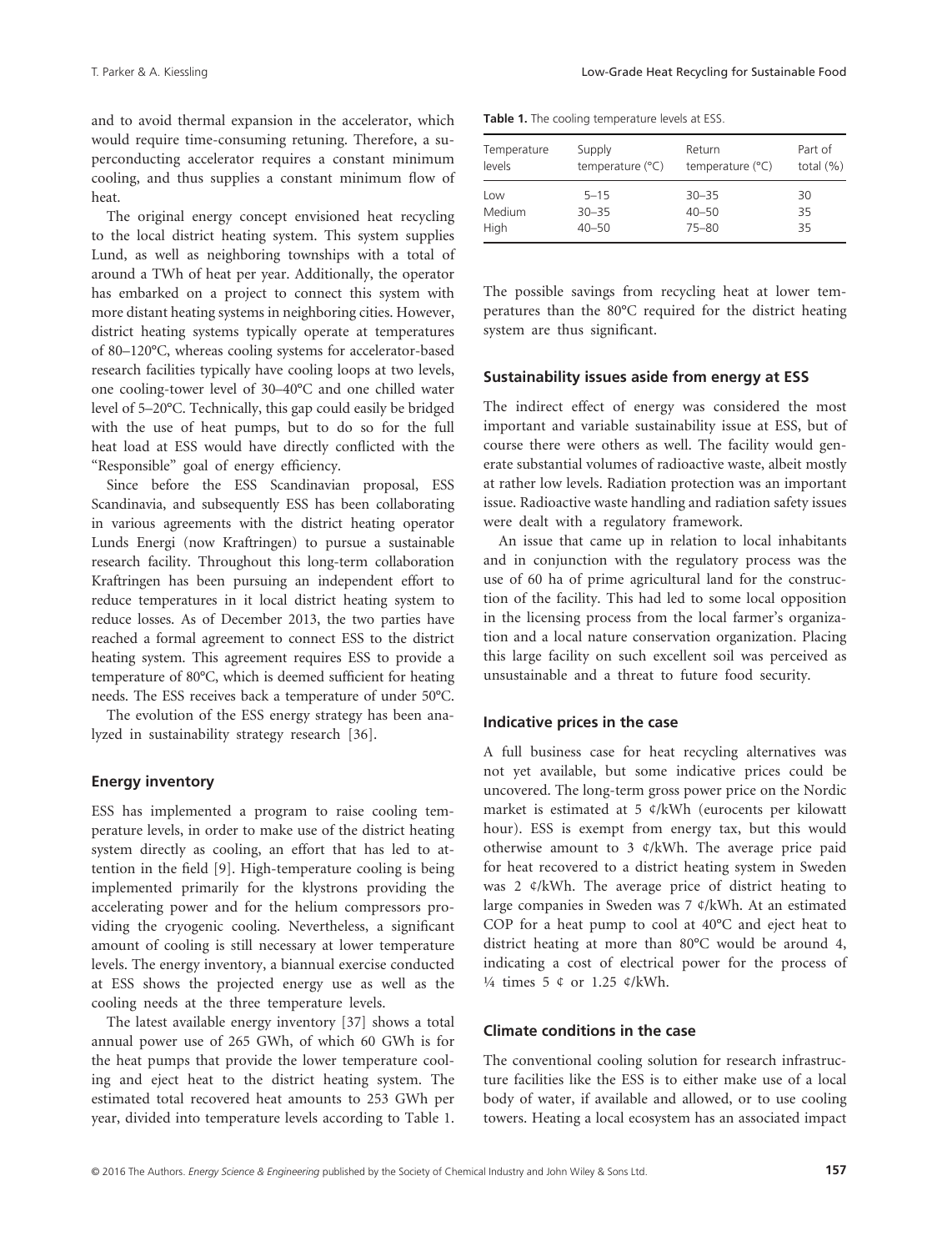and to avoid thermal expansion in the accelerator, which would require time-consuming retuning. Therefore, a superconducting accelerator requires a constant minimum cooling, and thus supplies a constant minimum flow of heat.

The original energy concept envisioned heat recycling to the local district heating system. This system supplies Lund, as well as neighboring townships with a total of around a TWh of heat per year. Additionally, the operator has embarked on a project to connect this system with more distant heating systems in neighboring cities. However, district heating systems typically operate at temperatures of 80–120°C, whereas cooling systems for accelerator-based research facilities typically have cooling loops at two levels, one cooling-tower level of 30–40°C and one chilled water level of 5–20°C. Technically, this gap could easily be bridged with the use of heat pumps, but to do so for the full heat load at ESS would have directly conflicted with the "Responsible" goal of energy efficiency.

Since before the ESS Scandinavian proposal, ESS Scandinavia, and subsequently ESS has been collaborating in various agreements with the district heating operator Lunds Energi (now Kraftringen) to pursue a sustainable research facility. Throughout this long-term collaboration Kraftringen has been pursuing an independent effort to reduce temperatures in it local district heating system to reduce losses. As of December 2013, the two parties have reached a formal agreement to connect ESS to the district heating system. This agreement requires ESS to provide a temperature of 80°C, which is deemed sufficient for heating needs. The ESS receives back a temperature of under 50°C.

The evolution of the ESS energy strategy has been analyzed in sustainability strategy research [36].

### Energy inventory

ESS has implemented a program to raise cooling temperature levels, in order to make use of the district heating system directly as cooling, an effort that has led to attention in the field [9]. High-temperature cooling is being implemented primarily for the klystrons providing the accelerating power and for the helium compressors providing the cryogenic cooling. Nevertheless, a significant amount of cooling is still necessary at lower temperature levels. The energy inventory, a biannual exercise conducted at ESS shows the projected energy use as well as the cooling needs at the three temperature levels.

The latest available energy inventory [37] shows a total annual power use of 265 GWh, of which 60 GWh is for the heat pumps that provide the lower temperature cooling and eject heat to the district heating system. The estimated total recovered heat amounts to 253 GWh per year, divided into temperature levels according to Table 1.

**Table 1.** The cooling temperature levels at ESS.

| Temperature levels | Supply temperature (°C) | Return temperature (°C) | Part of total (%) |
|---|---|---|---|
| Low | 5–15 | 30–35 | 30 |
| Medium | 30–35 | 40–50 | 35 |
| High | 40–50 | 75–80 | 35 |

The possible savings from recycling heat at lower temperatures than the 80°C required for the district heating system are thus significant.

### Sustainability issues aside from energy at ESS

The indirect effect of energy was considered the most important and variable sustainability issue at ESS, but of course there were others as well. The facility would generate substantial volumes of radioactive waste, albeit mostly at rather low levels. Radiation protection was an important issue. Radioactive waste handling and radiation safety issues were dealt with a regulatory framework.

An issue that came up in relation to local inhabitants and in conjunction with the regulatory process was the use of 60 ha of prime agricultural land for the construction of the facility. This had led to some local opposition in the licensing process from the local farmer's organization and a local nature conservation organization. Placing this large facility on such excellent soil was perceived as unsustainable and a threat to future food security.

### Indicative prices in the case

A full business case for heat recycling alternatives was not yet available, but some indicative prices could be uncovered. The long-term gross power price on the Nordic market is estimated at 5 ¢/kWh (eurocents per kilowatt hour). ESS is exempt from energy tax, but this would otherwise amount to 3 ¢/kWh. The average price paid for heat recovered to a district heating system in Sweden was 2 ¢/kWh. The average price of district heating to large companies in Sweden was 7 ¢/kWh. At an estimated COP for a heat pump to cool at 40°C and eject heat to district heating at more than 80°C would be around 4, indicating a cost of electrical power for the process of ¼ times 5 ¢ or 1.25 ¢/kWh.

### Climate conditions in the case

The conventional cooling solution for research infrastructure facilities like the ESS is to either make use of a local body of water, if available and allowed, or to use cooling towers. Heating a local ecosystem has an associated impact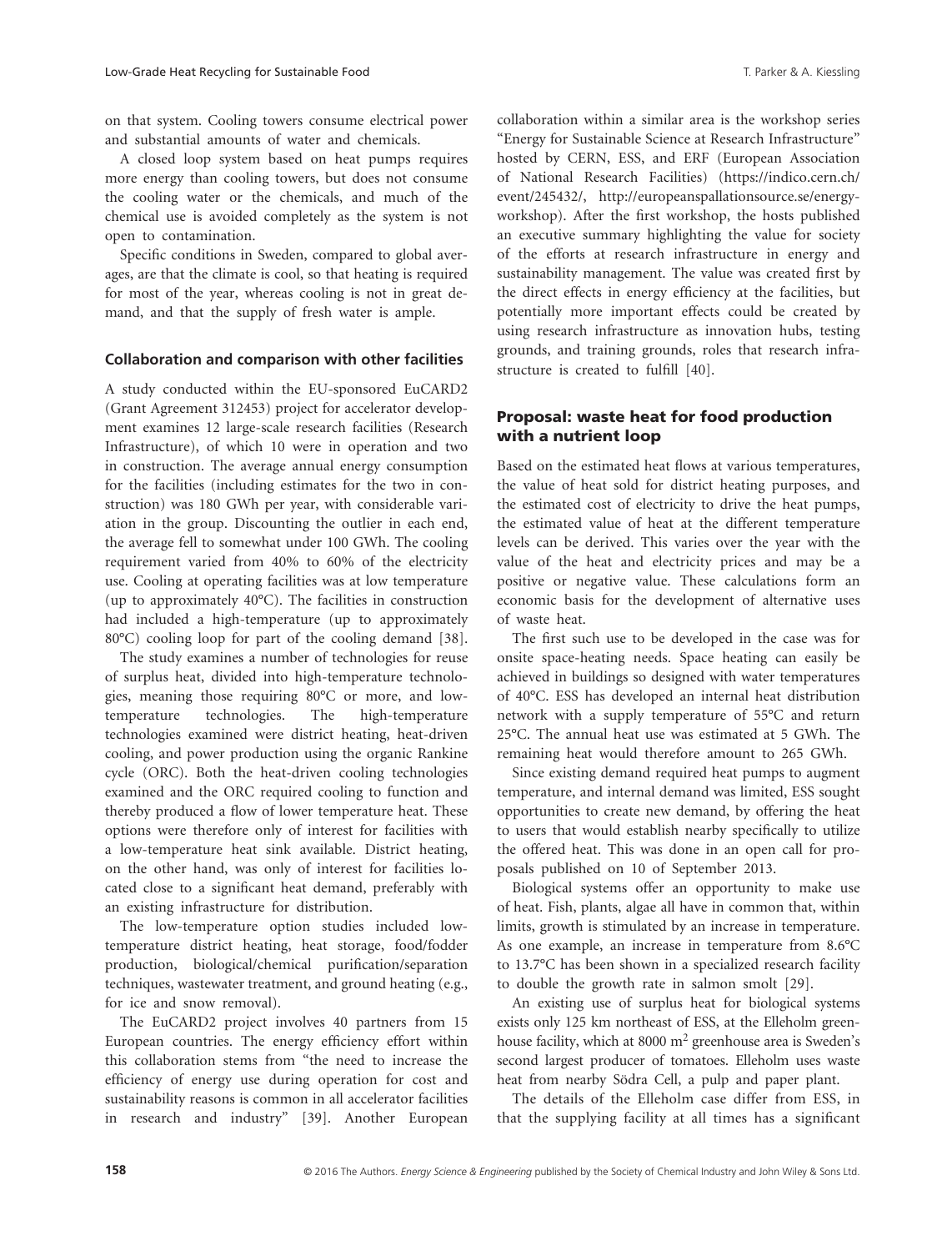on that system. Cooling towers consume electrical power and substantial amounts of water and chemicals.

A closed loop system based on heat pumps requires more energy than cooling towers, but does not consume the cooling water or the chemicals, and much of the chemical use is avoided completely as the system is not open to contamination.

Specific conditions in Sweden, compared to global averages, are that the climate is cool, so that heating is required for most of the year, whereas cooling is not in great demand, and that the supply of fresh water is ample.

### Collaboration and comparison with other facilities

A study conducted within the EU-sponsored EuCARD2 (Grant Agreement 312453) project for accelerator development examines 12 large-scale research facilities (Research Infrastructure), of which 10 were in operation and two in construction. The average annual energy consumption for the facilities (including estimates for the two in construction) was 180 GWh per year, with considerable variation in the group. Discounting the outlier in each end, the average fell to somewhat under 100 GWh. The cooling requirement varied from 40% to 60% of the electricity use. Cooling at operating facilities was at low temperature (up to approximately 40°C). The facilities in construction had included a high-temperature (up to approximately 80°C) cooling loop for part of the cooling demand [38].

The study examines a number of technologies for reuse of surplus heat, divided into high-temperature technologies, meaning those requiring 80°C or more, and low-temperature technologies. The high-temperature technologies examined were district heating, heat-driven cooling, and power production using the organic Rankine cycle (ORC). Both the heat-driven cooling technologies examined and the ORC required cooling to function and thereby produced a flow of lower temperature heat. These options were therefore only of interest for facilities with a low-temperature heat sink available. District heating, on the other hand, was only of interest for facilities located close to a significant heat demand, preferably with an existing infrastructure for distribution.

The low-temperature option studies included low-temperature district heating, heat storage, food/fodder production, biological/chemical purification/separation techniques, wastewater treatment, and ground heating (e.g., for ice and snow removal).

The EuCARD2 project involves 40 partners from 15 European countries. The energy efficiency effort within this collaboration stems from "the need to increase the efficiency of energy use during operation for cost and sustainability reasons is common in all accelerator facilities in research and industry" [39]. Another European collaboration within a similar area is the workshop series "Energy for Sustainable Science at Research Infrastructure" hosted by CERN, ESS, and ERF (European Association of National Research Facilities) (https://indico.cern.ch/event/245432/, http://europeanspallationsource.se/energy-workshop). After the first workshop, the hosts published an executive summary highlighting the value for society of the efforts at research infrastructure in energy and sustainability management. The value was created first by the direct effects in energy efficiency at the facilities, but potentially more important effects could be created by using research infrastructure as innovation hubs, testing grounds, and training grounds, roles that research infrastructure is created to fulfill [40].

## Proposal: waste heat for food production with a nutrient loop

Based on the estimated heat flows at various temperatures, the value of heat sold for district heating purposes, and the estimated cost of electricity to drive the heat pumps, the estimated value of heat at the different temperature levels can be derived. This varies over the year with the value of the heat and electricity prices and may be a positive or negative value. These calculations form an economic basis for the development of alternative uses of waste heat.

The first such use to be developed in the case was for onsite space-heating needs. Space heating can easily be achieved in buildings so designed with water temperatures of 40°C. ESS has developed an internal heat distribution network with a supply temperature of 55°C and return 25°C. The annual heat use was estimated at 5 GWh. The remaining heat would therefore amount to 265 GWh.

Since existing demand required heat pumps to augment temperature, and internal demand was limited, ESS sought opportunities to create new demand, by offering the heat to users that would establish nearby specifically to utilize the offered heat. This was done in an open call for proposals published on 10 of September 2013.

Biological systems offer an opportunity to make use of heat. Fish, plants, algae all have in common that, within limits, growth is stimulated by an increase in temperature. As one example, an increase in temperature from 8.6°C to 13.7°C has been shown in a specialized research facility to double the growth rate in salmon smolt [29].

An existing use of surplus heat for biological systems exists only 125 km northeast of ESS, at the Elleholm greenhouse facility, which at 8000 m$^2$ greenhouse area is Sweden's second largest producer of tomatoes. Elleholm uses waste heat from nearby Södra Cell, a pulp and paper plant.

The details of the Elleholm case differ from ESS, in that the supplying facility at all times has a significant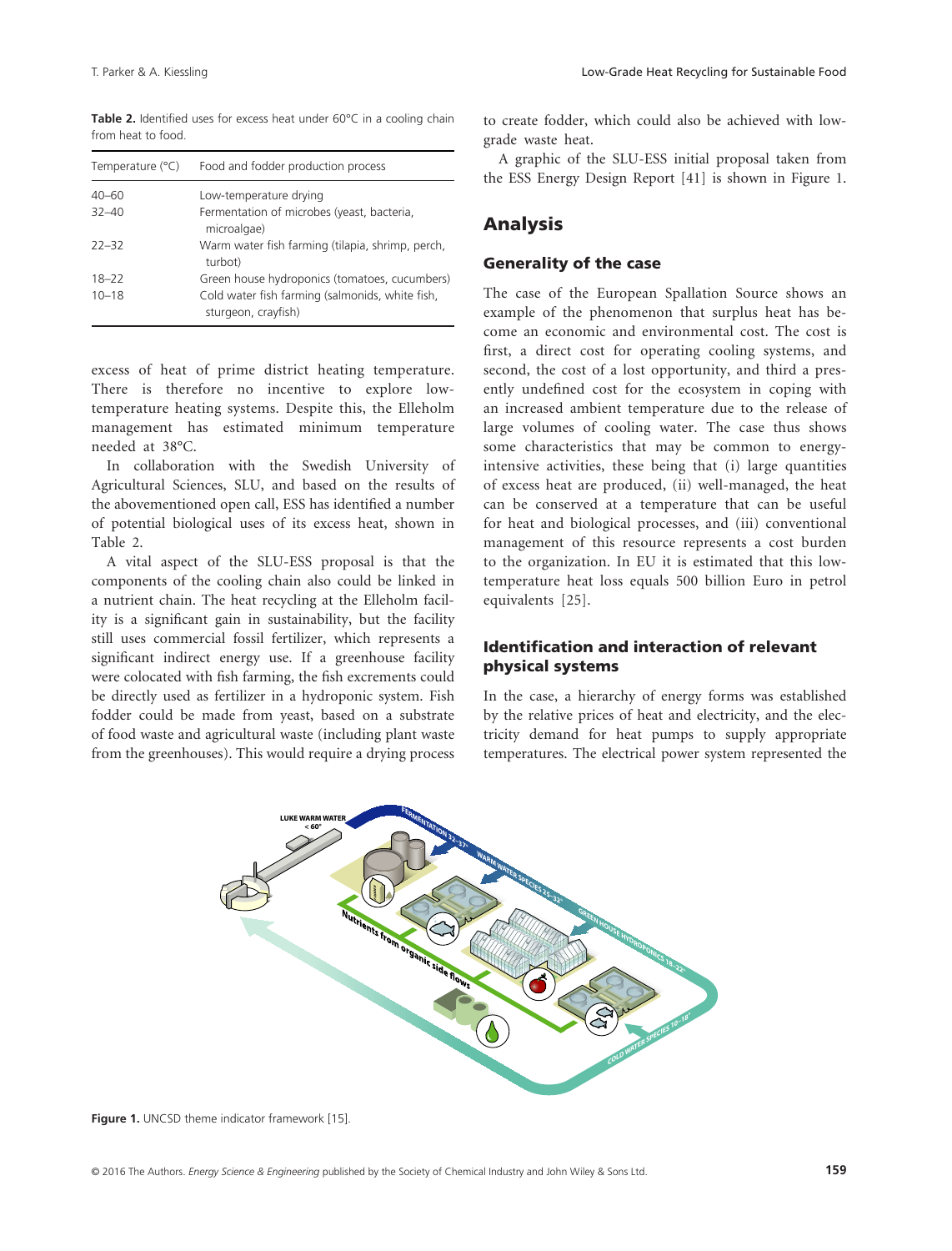**Table 2.** Identified uses for excess heat under 60°C in a cooling chain from heat to food.

| Temperature (°C) | Food and fodder production process |
|---|---|
| 40–60 | Low-temperature drying |
| 32–40 | Fermentation of microbes (yeast, bacteria, microalgae) |
| 22–32 | Warm water fish farming (tilapia, shrimp, perch, turbot) |
| 18–22 | Green house hydroponics (tomatoes, cucumbers) |
| 10–18 | Cold water fish farming (salmonids, white fish, sturgeon, crayfish) |

excess of heat of prime district heating temperature. There is therefore no incentive to explore low-temperature heating systems. Despite this, the Elleholm management has estimated minimum temperature needed at 38°C.

In collaboration with the Swedish University of Agricultural Sciences, SLU, and based on the results of the abovementioned open call, ESS has identified a number of potential biological uses of its excess heat, shown in Table 2.

A vital aspect of the SLU-ESS proposal is that the components of the cooling chain also could be linked in a nutrient chain. The heat recycling at the Elleholm facility is a significant gain in sustainability, but the facility still uses commercial fossil fertilizer, which represents a significant indirect energy use. If a greenhouse facility were colocated with fish farming, the fish excrements could be directly used as fertilizer in a hydroponic system. Fish fodder could be made from yeast, based on a substrate of food waste and agricultural waste (including plant waste from the greenhouses). This would require a drying process to create fodder, which could also be achieved with low-grade waste heat.

A graphic of the SLU-ESS initial proposal taken from the ESS Energy Design Report [41] is shown in Figure 1.

## Analysis

### Generality of the case

The case of the European Spallation Source shows an example of the phenomenon that surplus heat has become an economic and environmental cost. The cost is first, a direct cost for operating cooling systems, and second, the cost of a lost opportunity, and third a presently undefined cost for the ecosystem in coping with an increased ambient temperature due to the release of large volumes of cooling water. The case thus shows some characteristics that may be common to energy-intensive activities, these being that (i) large quantities of excess heat are produced, (ii) well-managed, the heat can be conserved at a temperature that can be useful for heat and biological processes, and (iii) conventional management of this resource represents a cost burden to the organization. In EU it is estimated that this low-temperature heat loss equals 500 billion Euro in petrol equivalents [25].

### Identification and interaction of relevant physical systems

In the case, a hierarchy of energy forms was established by the relative prices of heat and electricity, and the electricity demand for heat pumps to supply appropriate temperatures. The electrical power system represented the

LUKE WARM WATER < 60°
FERMENTATION 32–37°
WARM WATER SPECIES 26–32°
GREEN HOUSE HYDROPONICS 18–22°
COLD WATER SPECIES 10–18°
Nutrients from organic side flows

**Figure 1.** UNCSD theme indicator framework [15].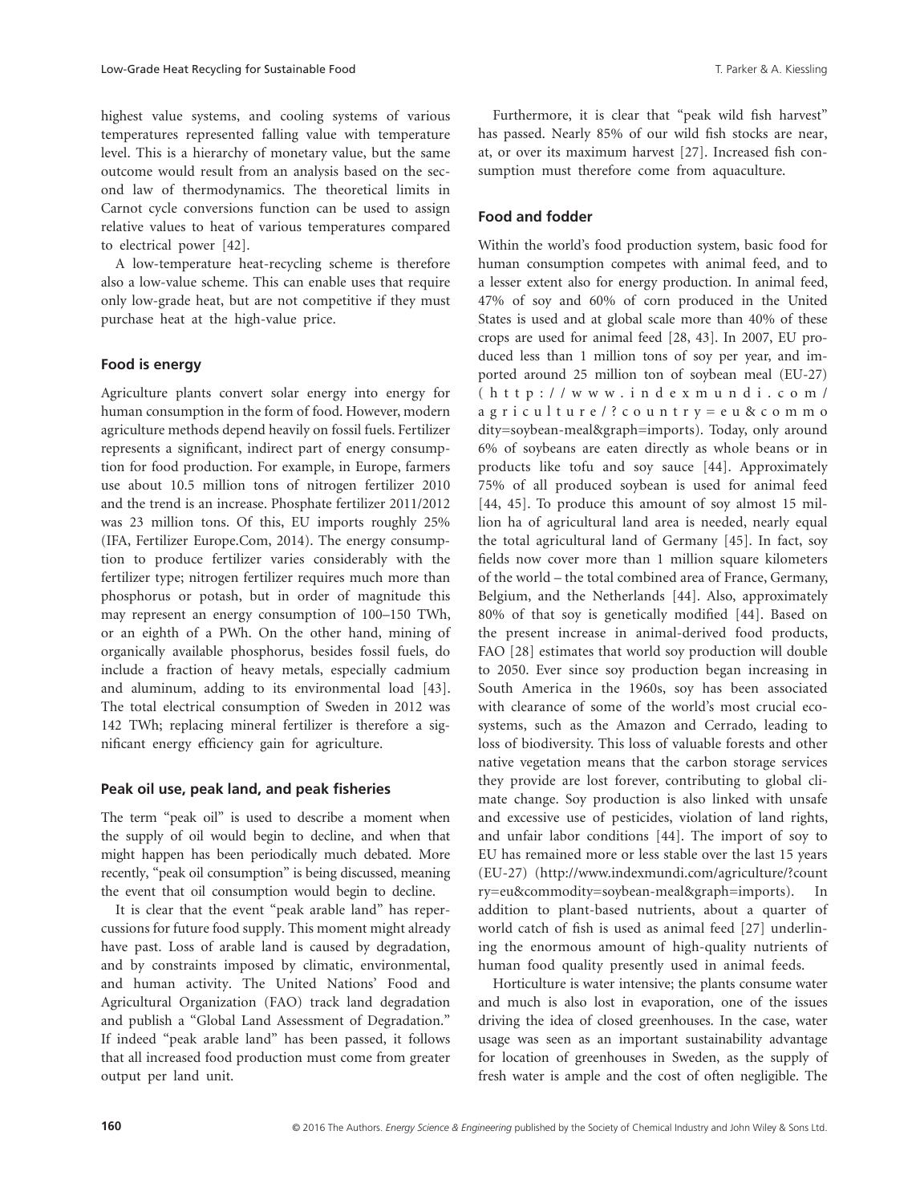highest value systems, and cooling systems of various temperatures represented falling value with temperature level. This is a hierarchy of monetary value, but the same outcome would result from an analysis based on the second law of thermodynamics. The theoretical limits in Carnot cycle conversions function can be used to assign relative values to heat of various temperatures compared to electrical power [42].

A low-temperature heat-recycling scheme is therefore also a low-value scheme. This can enable uses that require only low-grade heat, but are not competitive if they must purchase heat at the high-value price.

## Food is energy

Agriculture plants convert solar energy into energy for human consumption in the form of food. However, modern agriculture methods depend heavily on fossil fuels. Fertilizer represents a significant, indirect part of energy consumption for food production. For example, in Europe, farmers use about 10.5 million tons of nitrogen fertilizer 2010 and the trend is an increase. Phosphate fertilizer 2011/2012 was 23 million tons. Of this, EU imports roughly 25% (IFA, Fertilizer Europe.Com, 2014). The energy consumption to produce fertilizer varies considerably with the fertilizer type; nitrogen fertilizer requires much more than phosphorus or potash, but in order of magnitude this may represent an energy consumption of 100–150 TWh, or an eighth of a PWh. On the other hand, mining of organically available phosphorus, besides fossil fuels, do include a fraction of heavy metals, especially cadmium and aluminum, adding to its environmental load [43]. The total electrical consumption of Sweden in 2012 was 142 TWh; replacing mineral fertilizer is therefore a significant energy efficiency gain for agriculture.

## Peak oil use, peak land, and peak fisheries

The term "peak oil" is used to describe a moment when the supply of oil would begin to decline, and when that might happen has been periodically much debated. More recently, "peak oil consumption" is being discussed, meaning the event that oil consumption would begin to decline.

It is clear that the event "peak arable land" has repercussions for future food supply. This moment might already have past. Loss of arable land is caused by degradation, and by constraints imposed by climatic, environmental, and human activity. The United Nations' Food and Agricultural Organization (FAO) track land degradation and publish a "Global Land Assessment of Degradation." If indeed "peak arable land" has been passed, it follows that all increased food production must come from greater output per land unit.

Furthermore, it is clear that "peak wild fish harvest" has passed. Nearly 85% of our wild fish stocks are near, at, or over its maximum harvest [27]. Increased fish consumption must therefore come from aquaculture.

## Food and fodder

Within the world's food production system, basic food for human consumption competes with animal feed, and to a lesser extent also for energy production. In animal feed, 47% of soy and 60% of corn produced in the United States is used and at global scale more than 40% of these crops are used for animal feed [28, 43]. In 2007, EU produced less than 1 million tons of soy per year, and imported around 25 million ton of soybean meal (EU-27) (http://www.indexmundi.com/agriculture/?country=eu&commodity=soybean-meal&graph=imports). Today, only around 6% of soybeans are eaten directly as whole beans or in products like tofu and soy sauce [44]. Approximately 75% of all produced soybean is used for animal feed [44, 45]. To produce this amount of soy almost 15 million ha of agricultural land area is needed, nearly equal the total agricultural land of Germany [45]. In fact, soy fields now cover more than 1 million square kilometers of the world – the total combined area of France, Germany, Belgium, and the Netherlands [44]. Also, approximately 80% of that soy is genetically modified [44]. Based on the present increase in animal-derived food products, FAO [28] estimates that world soy production will double to 2050. Ever since soy production began increasing in South America in the 1960s, soy has been associated with clearance of some of the world's most crucial ecosystems, such as the Amazon and Cerrado, leading to loss of biodiversity. This loss of valuable forests and other native vegetation means that the carbon storage services they provide are lost forever, contributing to global climate change. Soy production is also linked with unsafe and excessive use of pesticides, violation of land rights, and unfair labor conditions [44]. The import of soy to EU has remained more or less stable over the last 15 years (EU-27) (http://www.indexmundi.com/agriculture/?country=eu&commodity=soybean-meal&graph=imports). In addition to plant-based nutrients, about a quarter of world catch of fish is used as animal feed [27] underlining the enormous amount of high-quality nutrients of human food quality presently used in animal feeds.

Horticulture is water intensive; the plants consume water and much is also lost in evaporation, one of the issues driving the idea of closed greenhouses. In the case, water usage was seen as an important sustainability advantage for location of greenhouses in Sweden, as the supply of fresh water is ample and the cost of often negligible. The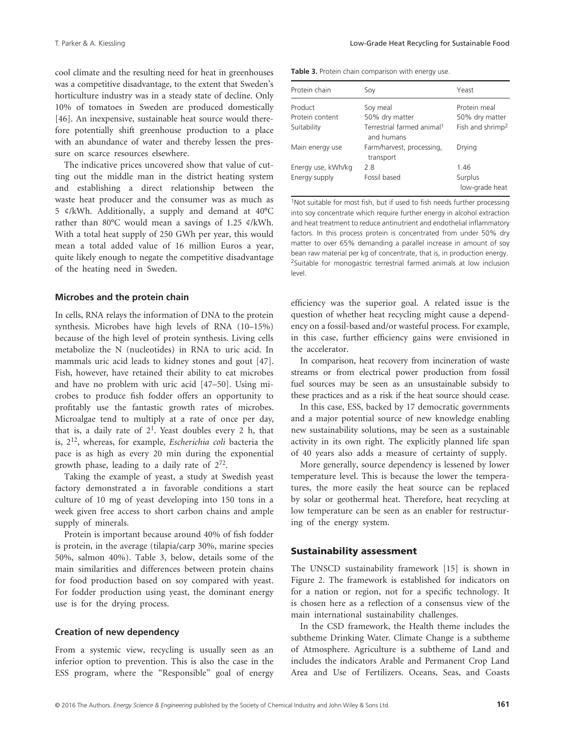cool climate and the resulting need for heat in greenhouses was a competitive disadvantage, to the extent that Sweden's horticulture industry was in a steady state of decline. Only 10% of tomatoes in Sweden are produced domestically [46]. An inexpensive, sustainable heat source would therefore potentially shift greenhouse production to a place with an abundance of water and thereby lessen the pressure on scarce resources elsewhere.

The indicative prices uncovered show that value of cutting out the middle man in the district heating system and establishing a direct relationship between the waste heat producer and the consumer was as much as 5 ¢/kWh. Additionally, a supply and demand at 40°C rather than 80°C would mean a savings of 1.25 ¢/kWh. With a total heat supply of 250 GWh per year, this would mean a total added value of 16 million Euros a year, quite likely enough to negate the competitive disadvantage of the heating need in Sweden.

### Microbes and the protein chain

In cells, RNA relays the information of DNA to the protein synthesis. Microbes have high levels of RNA (10–15%) because of the high level of protein synthesis. Living cells metabolize the N (nucleotides) in RNA to uric acid. In mammals uric acid leads to kidney stones and gout [47]. Fish, however, have retained their ability to eat microbes and have no problem with uric acid [47–50]. Using microbes to produce fish fodder offers an opportunity to profitably use the fantastic growth rates of microbes. Microalgae tend to multiply at a rate of once per day, that is, a daily rate of $2^1$. Yeast doubles every 2 h, that is, $2^{12}$, whereas, for example, *Escherichia coli* bacteria the pace is as high as every 20 min during the exponential growth phase, leading to a daily rate of $2^{72}$.

Taking the example of yeast, a study at Swedish yeast factory demonstrated a in favorable conditions a start culture of 10 mg of yeast developing into 150 tons in a week given free access to short carbon chains and ample supply of minerals.

Protein is important because around 40% of fish fodder is protein, in the average (tilapia/carp 30%, marine species 50%, salmon 40%). Table 3, below, details some of the main similarities and differences between protein chains for food production based on soy compared with yeast. For fodder production using yeast, the dominant energy use is for the drying process.

### Creation of new dependency

From a systemic view, recycling is usually seen as an inferior option to prevention. This is also the case in the ESS program, where the "Responsible" goal of energy efficiency was the superior goal. A related issue is the question of whether heat recycling might cause a dependency on a fossil-based and/or wasteful process. For example, in this case, further efficiency gains were envisioned in the accelerator.

In comparison, heat recovery from incineration of waste streams or from electrical power production from fossil fuel sources may be seen as an unsustainable subsidy to these practices and as a risk if the heat source should cease.

In this case, ESS, backed by 17 democratic governments and a major potential source of new knowledge enabling new sustainability solutions, may be seen as a sustainable activity in its own right. The explicitly planned life span of 40 years also adds a measure of certainty of supply.

More generally, source dependency is lessened by lower temperature level. This is because the lower the temperatures, the more easily the heat source can be replaced by solar or geothermal heat. Therefore, heat recycling at low temperature can be seen as an enabler for restructuring of the energy system.

**Table 3.** Protein chain comparison with energy use.

| Protein chain | Soy | Yeast |
|---|---|---|
| Product | Soy meal | Protein meal |
| Protein content | 50% dry matter | 50% dry matter |
| Suitability | Terrestrial farmed animal[1] and humans | Fish and shrimp[2] |
| Main energy use | Farm/harvest, processing, transport | Drying |
| Energy use, kWh/kg | 2.8 | 1.46 |
| Energy supply | Fossil based | Surplus low-grade heat |

[1]Not suitable for most fish, but if used to fish needs further processing into soy concentrate which require further energy in alcohol extraction and heat treatment to reduce antinutrient and endothelial inflammatory factors. In this process protein is concentrated from under 50% dry matter to over 65% demanding a parallel increase in amount of soy bean raw material per kg of concentrate, that is, in production energy.
[2]Suitable for monogastric terrestrial farmed animals at low inclusion level.

## Sustainability assessment

The UNSCD sustainability framework [15] is shown in Figure 2. The framework is established for indicators on for a nation or region, not for a specific technology. It is chosen here as a reflection of a consensus view of the main international sustainability challenges.

In the CSD framework, the Health theme includes the subtheme Drinking Water. Climate Change is a subtheme of Atmosphere. Agriculture is a subtheme of Land and includes the indicators Arable and Permanent Crop Land Area and Use of Fertilizers. Oceans, Seas, and Coasts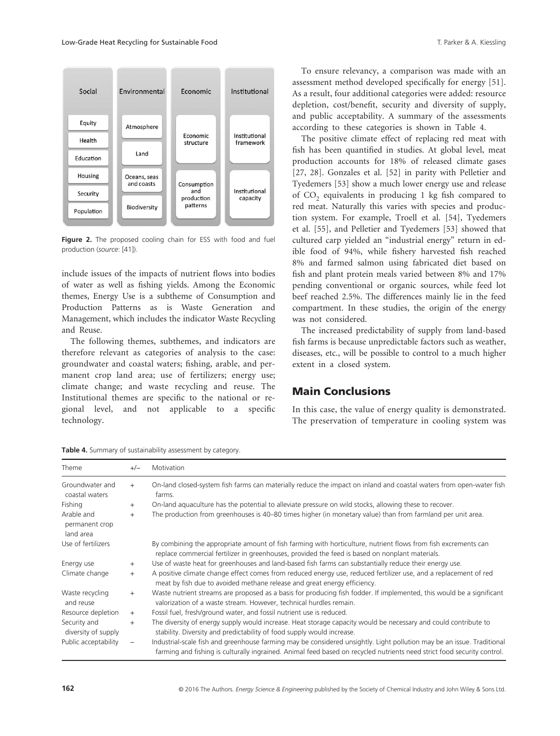Figure 2. The proposed cooling chain for ESS with food and fuel production (*source*: [41]).

include issues of the impacts of nutrient flows into bodies of water as well as fishing yields. Among the Economic themes, Energy Use is a subtheme of Consumption and Production Patterns as is Waste Generation and Management, which includes the indicator Waste Recycling and Reuse.

The following themes, subthemes, and indicators are therefore relevant as categories of analysis to the case: groundwater and coastal waters; fishing, arable, and permanent crop land area; use of fertilizers; energy use; climate change; and waste recycling and reuse. The Institutional themes are specific to the national or regional level, and not applicable to a specific technology.

To ensure relevancy, a comparison was made with an assessment method developed specifically for energy [51]. As a result, four additional categories were added: resource depletion, cost/benefit, security and diversity of supply, and public acceptability. A summary of the assessments according to these categories is shown in Table 4.

The positive climate effect of replacing red meat with fish has been quantified in studies. At global level, meat production accounts for 18% of released climate gases [27, 28]. Gonzales et al. [52] in parity with Pelletier and Tyedemers [53] show a much lower energy use and release of $CO_2$ equivalents in producing 1 kg fish compared to red meat. Naturally this varies with species and production system. For example, Troell et al. [54], Tyedemers et al. [55], and Pelletier and Tyedemers [53] showed that cultured carp yielded an "industrial energy" return in edible food of 94%, while fishery harvested fish reached 8% and farmed salmon using fabricated diet based on fish and plant protein meals varied between 8% and 17% pending conventional or organic sources, while feed lot beef reached 2.5%. The differences mainly lie in the feed compartment. In these studies, the origin of the energy was not considered.

The increased predictability of supply from land-based fish farms is because unpredictable factors such as weather, diseases, etc., will be possible to control to a much higher extent in a closed system.

## Main Conclusions

In this case, the value of energy quality is demonstrated. The preservation of temperature in cooling system was

**Table 4.** Summary of sustainability assessment by category.

| Theme | +/− | Motivation |
|---|---|---|
| Groundwater and coastal waters | + | On-land closed-system fish farms can materially reduce the impact on inland and coastal waters from open-water fish farms. |
| Fishing | + | On-land aquaculture has the potential to alleviate pressure on wild stocks, allowing these to recover. |
| Arable and permanent crop land area | + | The production from greenhouses is 40–80 times higher (in monetary value) than from farmland per unit area. |
| Use of fertilizers | | By combining the appropriate amount of fish farming with horticulture, nutrient flows from fish excrements can replace commercial fertilizer in greenhouses, provided the feed is based on nonplant materials. |
| Energy use | + | Use of waste heat for greenhouses and land-based fish farms can substantially reduce their energy use. |
| Climate change | + | A positive climate change effect comes from reduced energy use, reduced fertilizer use, and a replacement of red meat by fish due to avoided methane release and great energy efficiency. |
| Waste recycling and reuse | + | Waste nutrient streams are proposed as a basis for producing fish fodder. If implemented, this would be a significant valorization of a waste stream. However, technical hurdles remain. |
| Resource depletion | + | Fossil fuel, fresh/ground water, and fossil nutrient use is reduced. |
| Security and diversity of supply | + | The diversity of energy supply would increase. Heat storage capacity would be necessary and could contribute to stability. Diversity and predictability of food supply would increase. |
| Public acceptability | − | Industrial-scale fish and greenhouse farming may be considered unsightly. Light pollution may be an issue. Traditional farming and fishing is culturally ingrained. Animal feed based on recycled nutrients need strict food security control. |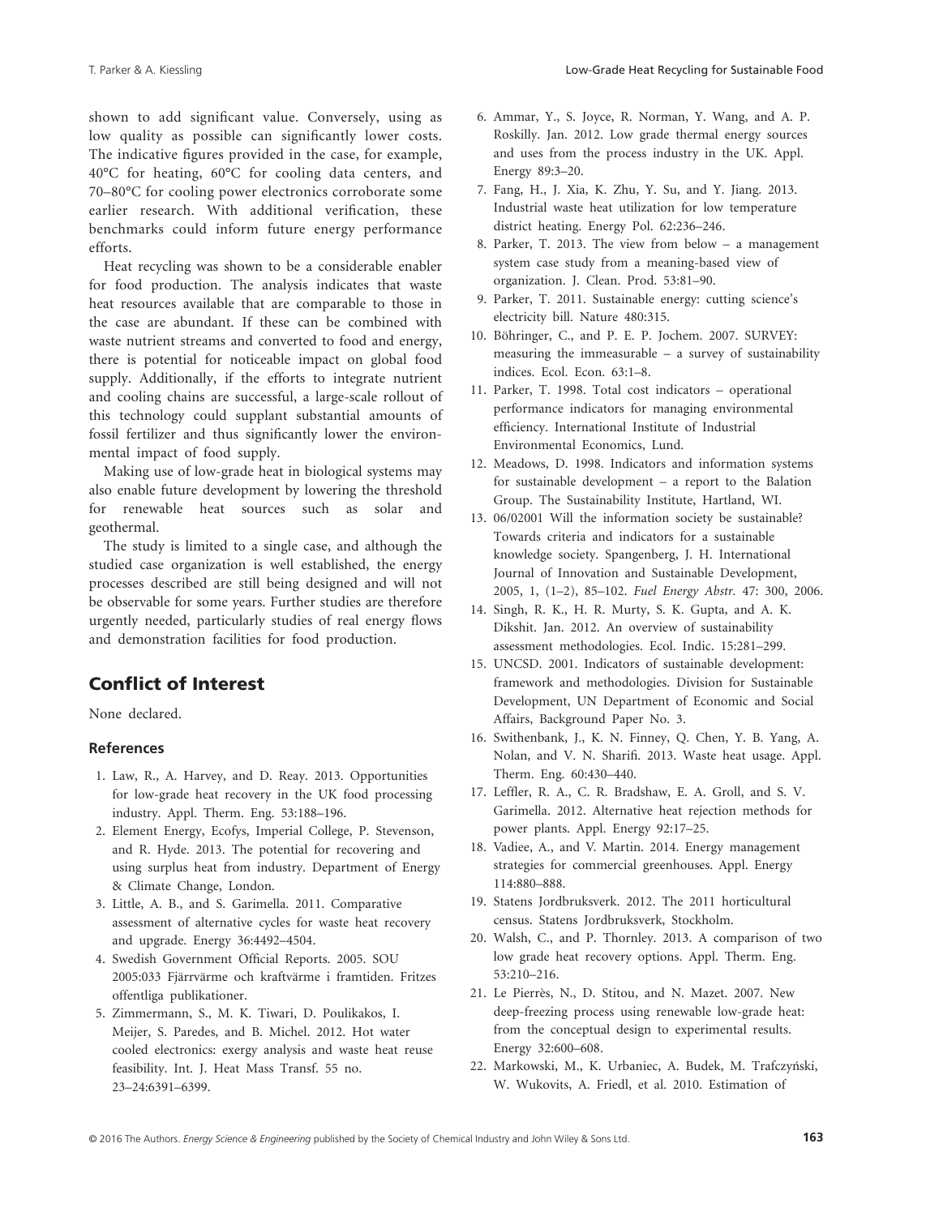shown to add significant value. Conversely, using as low quality as possible can significantly lower costs. The indicative figures provided in the case, for example, 40°C for heating, 60°C for cooling data centers, and 70–80°C for cooling power electronics corroborate some earlier research. With additional verification, these benchmarks could inform future energy performance efforts.

Heat recycling was shown to be a considerable enabler for food production. The analysis indicates that waste heat resources available that are comparable to those in the case are abundant. If these can be combined with waste nutrient streams and converted to food and energy, there is potential for noticeable impact on global food supply. Additionally, if the efforts to integrate nutrient and cooling chains are successful, a large-scale rollout of this technology could supplant substantial amounts of fossil fertilizer and thus significantly lower the environmental impact of food supply.

Making use of low-grade heat in biological systems may also enable future development by lowering the threshold for renewable heat sources such as solar and geothermal.

The study is limited to a single case, and although the studied case organization is well established, the energy processes described are still being designed and will not be observable for some years. Further studies are therefore urgently needed, particularly studies of real energy flows and demonstration facilities for food production.

## Conflict of Interest

None declared.

### References

1. Law, R., A. Harvey, and D. Reay. 2013. Opportunities for low-grade heat recovery in the UK food processing industry. Appl. Therm. Eng. 53:188–196.
2. Element Energy, Ecofys, Imperial College, P. Stevenson, and R. Hyde. 2013. The potential for recovering and using surplus heat from industry. Department of Energy & Climate Change, London.
3. Little, A. B., and S. Garimella. 2011. Comparative assessment of alternative cycles for waste heat recovery and upgrade. Energy 36:4492–4504.
4. Swedish Government Official Reports. 2005. SOU 2005:033 Fjärrvärme och kraftvärme i framtiden. Fritzes offentliga publikationer.
5. Zimmermann, S., M. K. Tiwari, D. Poulikakos, I. Meijer, S. Paredes, and B. Michel. 2012. Hot water cooled electronics: exergy analysis and waste heat reuse feasibility. Int. J. Heat Mass Transf. 55 no. 23–24:6391–6399.
6. Ammar, Y., S. Joyce, R. Norman, Y. Wang, and A. P. Roskilly. Jan. 2012. Low grade thermal energy sources and uses from the process industry in the UK. Appl. Energy 89:3–20.
7. Fang, H., J. Xia, K. Zhu, Y. Su, and Y. Jiang. 2013. Industrial waste heat utilization for low temperature district heating. Energy Pol. 62:236–246.
8. Parker, T. 2013. The view from below – a management system case study from a meaning-based view of organization. J. Clean. Prod. 53:81–90.
9. Parker, T. 2011. Sustainable energy: cutting science's electricity bill. Nature 480:315.
10. Böhringer, C., and P. E. P. Jochem. 2007. SURVEY: measuring the immeasurable – a survey of sustainability indices. Ecol. Econ. 63:1–8.
11. Parker, T. 1998. Total cost indicators – operational performance indicators for managing environmental efficiency. International Institute of Industrial Environmental Economics, Lund.
12. Meadows, D. 1998. Indicators and information systems for sustainable development – a report to the Balation Group. The Sustainability Institute, Hartland, WI.
13. 06/02001 Will the information society be sustainable? Towards criteria and indicators for a sustainable knowledge society. Spangenberg, J. H. International Journal of Innovation and Sustainable Development, 2005, 1, (1–2), 85–102. *Fuel Energy Abstr.* 47: 300, 2006.
14. Singh, R. K., H. R. Murty, S. K. Gupta, and A. K. Dikshit. Jan. 2012. An overview of sustainability assessment methodologies. Ecol. Indic. 15:281–299.
15. UNCSD. 2001. Indicators of sustainable development: framework and methodologies. Division for Sustainable Development, UN Department of Economic and Social Affairs, Background Paper No. 3.
16. Swithenbank, J., K. N. Finney, Q. Chen, Y. B. Yang, A. Nolan, and V. N. Sharifi. 2013. Waste heat usage. Appl. Therm. Eng. 60:430–440.
17. Leffler, R. A., C. R. Bradshaw, E. A. Groll, and S. V. Garimella. 2012. Alternative heat rejection methods for power plants. Appl. Energy 92:17–25.
18. Vadiee, A., and V. Martin. 2014. Energy management strategies for commercial greenhouses. Appl. Energy 114:880–888.
19. Statens Jordbruksverk. 2012. The 2011 horticultural census. Statens Jordbruksverk, Stockholm.
20. Walsh, C., and P. Thornley. 2013. A comparison of two low grade heat recovery options. Appl. Therm. Eng. 53:210–216.
21. Le Pierrès, N., D. Stitou, and N. Mazet. 2007. New deep-freezing process using renewable low-grade heat: from the conceptual design to experimental results. Energy 32:600–608.
22. Markowski, M., K. Urbaniec, A. Budek, M. Trafczyński, W. Wukovits, A. Friedl, et al. 2010. Estimation of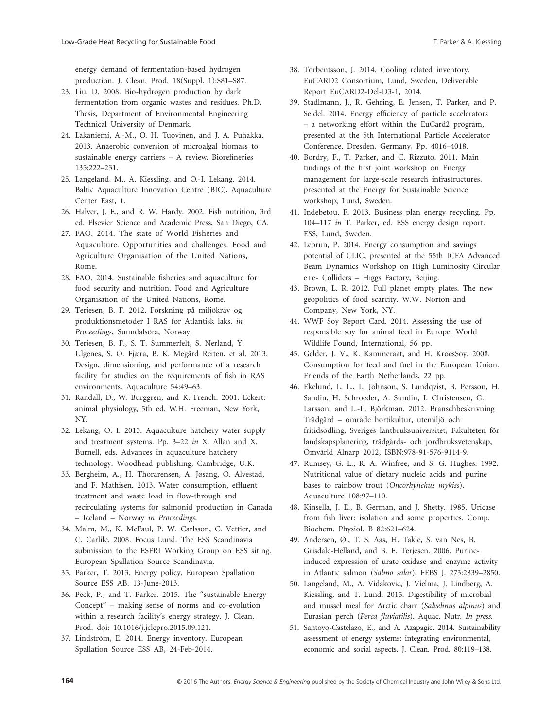energy demand of fermentation-based hydrogen production. J. Clean. Prod. 18(Suppl. 1):S81–S87.

23. Liu, D. 2008. Bio-hydrogen production by dark fermentation from organic wastes and residues. Ph.D. Thesis, Department of Environmental Engineering Technical University of Denmark.
24. Lakaniemi, A.-M., O. H. Tuovinen, and J. A. Puhakka. 2013. Anaerobic conversion of microalgal biomass to sustainable energy carriers – A review. Biorefineries 135:222–231.
25. Langeland, M., A. Kiessling, and O.-I. Lekang. 2014. Baltic Aquaculture Innovation Centre (BIC), Aquaculture Center East, 1.
26. Halver, J. E., and R. W. Hardy. 2002. Fish nutrition, 3rd ed. Elsevier Science and Academic Press, San Diego, CA.
27. FAO. 2014. The state of World Fisheries and Aquaculture. Opportunities and challenges. Food and Agriculture Organisation of the United Nations, Rome.
28. FAO. 2014. Sustainable fisheries and aquaculture for food security and nutrition. Food and Agriculture Organisation of the United Nations, Rome.
29. Terjesen, B. F. 2012. Forskning på miljökrav og produktionsmetoder I RAS for Atlantisk laks. *in Proceedings*, Sunndalsöra, Norway.
30. Terjesen, B. F., S. T. Summerfelt, S. Nerland, Y. Ulgenes, S. O. Fjæra, B. K. Megård Reiten, et al. 2013. Design, dimensioning, and performance of a research facility for studies on the requirements of fish in RAS environments. Aquaculture 54:49–63.
31. Randall, D., W. Burggren, and K. French. 2001. Eckert: animal physiology, 5th ed. W.H. Freeman, New York, NY.
32. Lekang, O. I. 2013. Aquaculture hatchery water supply and treatment systems. Pp. 3–22 *in* X. Allan and X. Burnell, eds. Advances in aquaculture hatchery technology. Woodhead publishing, Cambridge, U.K.
33. Bergheim, A., H. Thorarensen, A. Jøsang, O. Alvestad, and F. Mathisen. 2013. Water consumption, effluent treatment and waste load in flow-through and recirculating systems for salmonid production in Canada – Iceland – Norway *in Proceedings*.
34. Malm, M., K. McFaul, P. W. Carlsson, C. Vettier, and C. Carlile. 2008. Focus Lund. The ESS Scandinavia submission to the ESFRI Working Group on ESS siting. European Spallation Source Scandinavia.
35. Parker, T. 2013. Energy policy. European Spallation Source ESS AB. 13-June-2013.
36. Peck, P., and T. Parker. 2015. The "sustainable Energy Concept" – making sense of norms and co-evolution within a research facility's energy strategy. J. Clean. Prod. doi: 10.1016/j.jclepro.2015.09.121.
37. Lindström, E. 2014. Energy inventory. European Spallation Source ESS AB, 24-Feb-2014.
38. Torbentsson, J. 2014. Cooling related inventory. EuCARD2 Consortium, Lund, Sweden, Deliverable Report EuCARD2-Del-D3-1, 2014.
39. Stadlmann, J., R. Gehring, E. Jensen, T. Parker, and P. Seidel. 2014. Energy efficiency of particle accelerators – a networking effort within the EuCard2 program, presented at the 5th International Particle Accelerator Conference, Dresden, Germany, Pp. 4016–4018.
40. Bordry, F., T. Parker, and C. Rizzuto. 2011. Main findings of the first joint workshop on Energy management for large-scale research infrastructures, presented at the Energy for Sustainable Science workshop, Lund, Sweden.
41. Indebetou, F. 2013. Business plan energy recycling. Pp. 104–117 *in* T. Parker, ed. ESS energy design report. ESS, Lund, Sweden.
42. Lebrun, P. 2014. Energy consumption and savings potential of CLIC, presented at the 55th ICFA Advanced Beam Dynamics Workshop on High Luminosity Circular e+e- Colliders – Higgs Factory, Beijing.
43. Brown, L. R. 2012. Full planet empty plates. The new geopolitics of food scarcity. W.W. Norton and Company, New York, NY.
44. WWF Soy Report Card. 2014. Assessing the use of responsible soy for animal feed in Europe. World Wildlife Found, International, 56 pp.
45. Gelder, J. V., K. Kammeraat, and H. KroesSoy. 2008. Consumption for feed and fuel in the European Union. Friends of the Earth Netherlands, 22 pp.
46. Ekelund, L. L., L. Johnson, S. Lundqvist, B. Persson, H. Sandin, H. Schroeder, A. Sundin, I. Christensen, G. Larsson, and L.-L. Björkman. 2012. Branschbeskrivning Trädgård – område hortikultur, utemiljö och fritidsodling, Sveriges lantbruksuniversitet, Fakulteten för landskapsplanering, trädgårds- och jordbruksvetenskap, Omvärld Alnarp 2012, ISBN:978-91-576-9114-9.
47. Rumsey, G. L., R. A. Winfree, and S. G. Hughes. 1992. Nutritional value of dietary nucleic acids and purine bases to rainbow trout (*Oncorhynchus mykiss*). Aquaculture 108:97–110.
48. Kinsella, J. E., B. German, and J. Shetty. 1985. Uricase from fish liver: isolation and some properties. Comp. Biochem. Physiol. B 82:621–624.
49. Andersen, Ø., T. S. Aas, H. Takle, S. van Nes, B. Grisdale-Helland, and B. F. Terjesen. 2006. Purine-induced expression of urate oxidase and enzyme activity in Atlantic salmon (*Salmo salar*). FEBS J. 273:2839–2850.
50. Langeland, M., A. Vidakovic, J. Vielma, J. Lindberg, A. Kiessling, and T. Lund. 2015. Digestibility of microbial and mussel meal for Arctic charr (*Salvelinus alpinus*) and Eurasian perch (*Perca fluviatilis*). Aquac. Nutr. *In press*.
51. Santoyo-Castelazo, E., and A. Azapagic. 2014. Sustainability assessment of energy systems: integrating environmental, economic and social aspects. J. Clean. Prod. 80:119–138.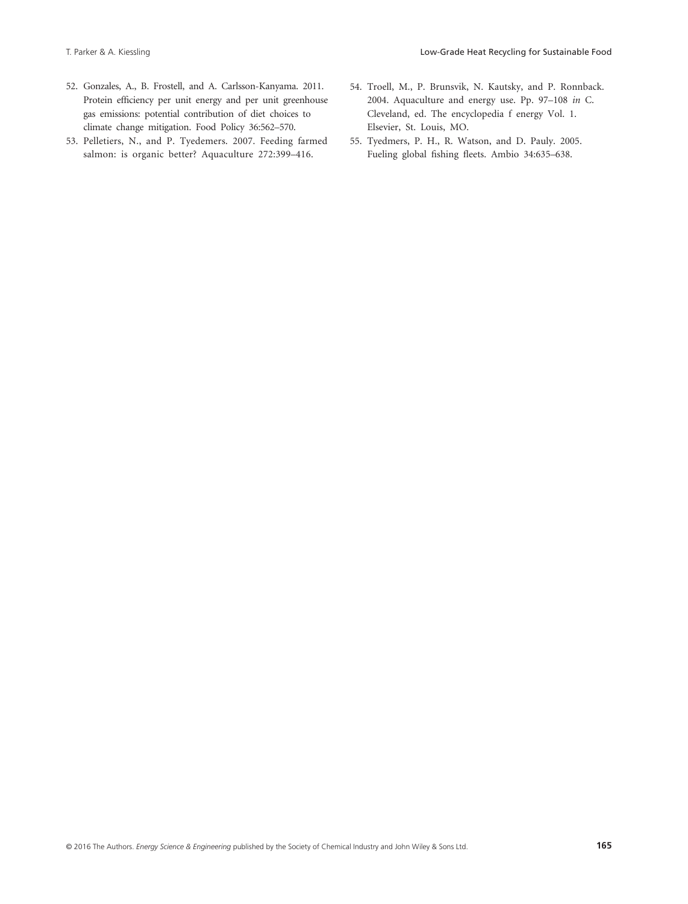52. Gonzales, A., B. Frostell, and A. Carlsson-Kanyama. 2011. Protein efficiency per unit energy and per unit greenhouse gas emissions: potential contribution of diet choices to climate change mitigation. Food Policy 36:562–570.
53. Pelletiers, N., and P. Tyedemers. 2007. Feeding farmed salmon: is organic better? Aquaculture 272:399–416.
54. Troell, M., P. Brunsvik, N. Kautsky, and P. Ronnback. 2004. Aquaculture and energy use. Pp. 97–108 *in* C. Cleveland, ed. The encyclopedia f energy Vol. 1. Elsevier, St. Louis, MO.
55. Tyedmers, P. H., R. Watson, and D. Pauly. 2005. Fueling global fishing fleets. Ambio 34:635–638.